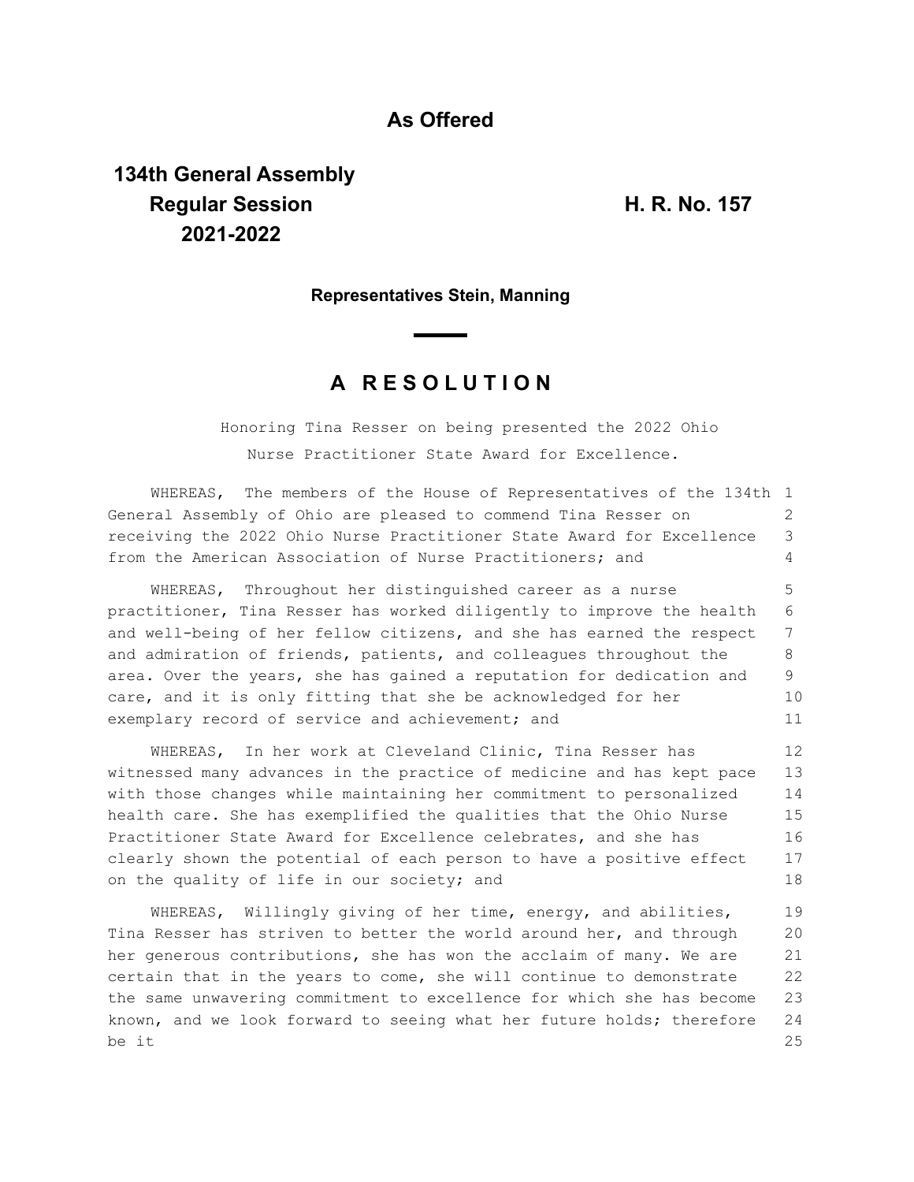**As Offered**

**134th General Assembly**
**Regular Session** **H. R. No. 157**
**2021-2022**

**Representatives Stein, Manning**

# A R E S O L U T I O N

Honoring Tina Resser on being presented the 2022 Ohio Nurse Practitioner State Award for Excellence.

WHEREAS, The members of the House of Representatives of the 134th General Assembly of Ohio are pleased to commend Tina Resser on receiving the 2022 Ohio Nurse Practitioner State Award for Excellence from the American Association of Nurse Practitioners; and

WHEREAS, Throughout her distinguished career as a nurse practitioner, Tina Resser has worked diligently to improve the health and well-being of her fellow citizens, and she has earned the respect and admiration of friends, patients, and colleagues throughout the area. Over the years, she has gained a reputation for dedication and care, and it is only fitting that she be acknowledged for her exemplary record of service and achievement; and

WHEREAS, In her work at Cleveland Clinic, Tina Resser has witnessed many advances in the practice of medicine and has kept pace with those changes while maintaining her commitment to personalized health care. She has exemplified the qualities that the Ohio Nurse Practitioner State Award for Excellence celebrates, and she has clearly shown the potential of each person to have a positive effect on the quality of life in our society; and

WHEREAS, Willingly giving of her time, energy, and abilities, Tina Resser has striven to better the world around her, and through her generous contributions, she has won the acclaim of many. We are certain that in the years to come, she will continue to demonstrate the same unwavering commitment to excellence for which she has become known, and we look forward to seeing what her future holds; therefore be it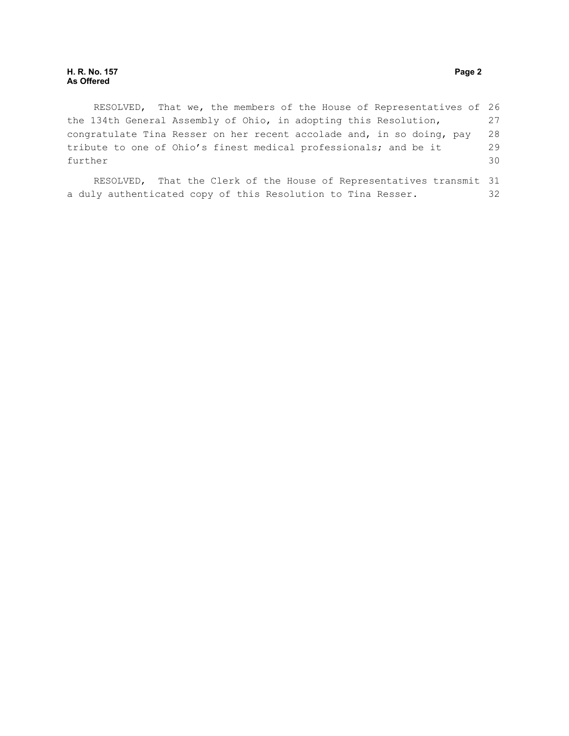RESOLVED, That we, the members of the House of Representatives of the 134th General Assembly of Ohio, in adopting this Resolution, congratulate Tina Resser on her recent accolade and, in so doing, pay tribute to one of Ohio's finest medical professionals; and be it further

RESOLVED, That the Clerk of the House of Representatives transmit a duly authenticated copy of this Resolution to Tina Resser.